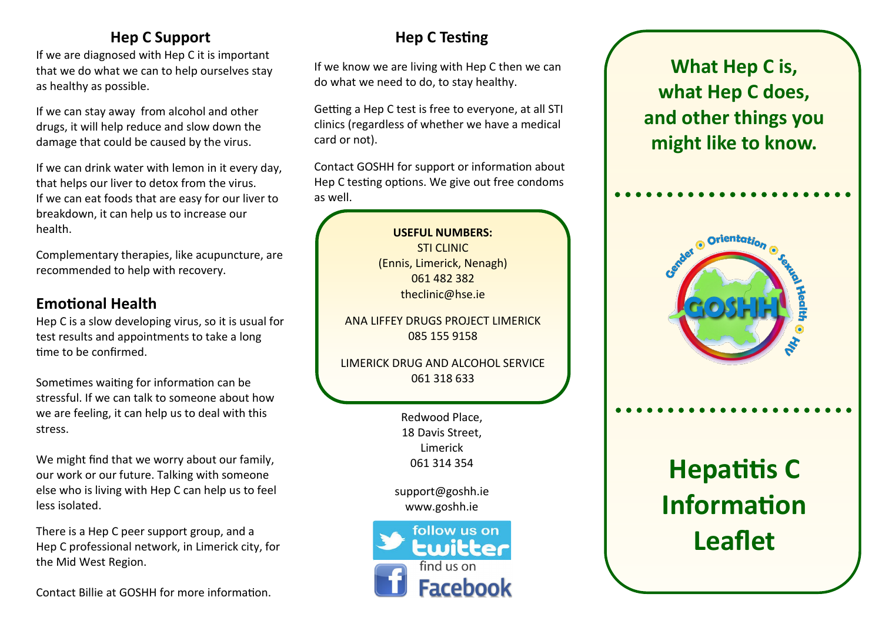## Hep C Support

If we are diagnosed with Hep C it is important that we do what we can to help ourselves stay as healthy as possible.

If we can stay away from alcohol and other drugs, it will help reduce and slow down the damage that could be caused by the virus.

If we can drink water with lemon in it every day, that helps our liver to detox from the virus. If we can eat foods that are easy for our liver to breakdown, it can help us to increase our health.

Complementary therapies, like acupuncture, are recommended to help with recovery.

## Emotional Health

Hep C is a slow developing virus, so it is usual for test results and appointments to take a long time to be confirmed.

Sometimes waiting for information can be stressful. If we can talk to someone about how we are feeling, it can help us to deal with this stress.

We might find that we worry about our family, our work or our future. Talking with someone else who is living with Hep C can help us to feel less isolated.

There is a Hep C peer support group, and a Hep C professional network, in Limerick city, for the Mid West Region.

Contact Billie at GOSHH for more information.

## Hep C Testing

If we know we are living with Hep C then we can do what we need to do, to stay healthy.

Getting a Hep C test is free to everyone, at all STI clinics (regardless of whether we have a medical card or not).

Contact GOSHH for support or information about Hep C testing options. We give out free condoms as well.

**USEFUL NUMBERS:**
STI CLINIC
(Ennis, Limerick, Nenagh)
061 482 382
theclinic@hse.ie

ANA LIFFEY DRUGS PROJECT LIMERICK
085 155 9158

LIMERICK DRUG AND ALCOHOL SERVICE
061 318 633

Redwood Place,
18 Davis Street,
Limerick
061 314 354

support@goshh.ie
www.goshh.ie

follow us on twitter
find us on Facebook

# What Hep C is, what Hep C does, and other things you might like to know.

Gender • Orientation • Sexual Health • HIV
GOSHH

# Hepatitis C Information Leaflet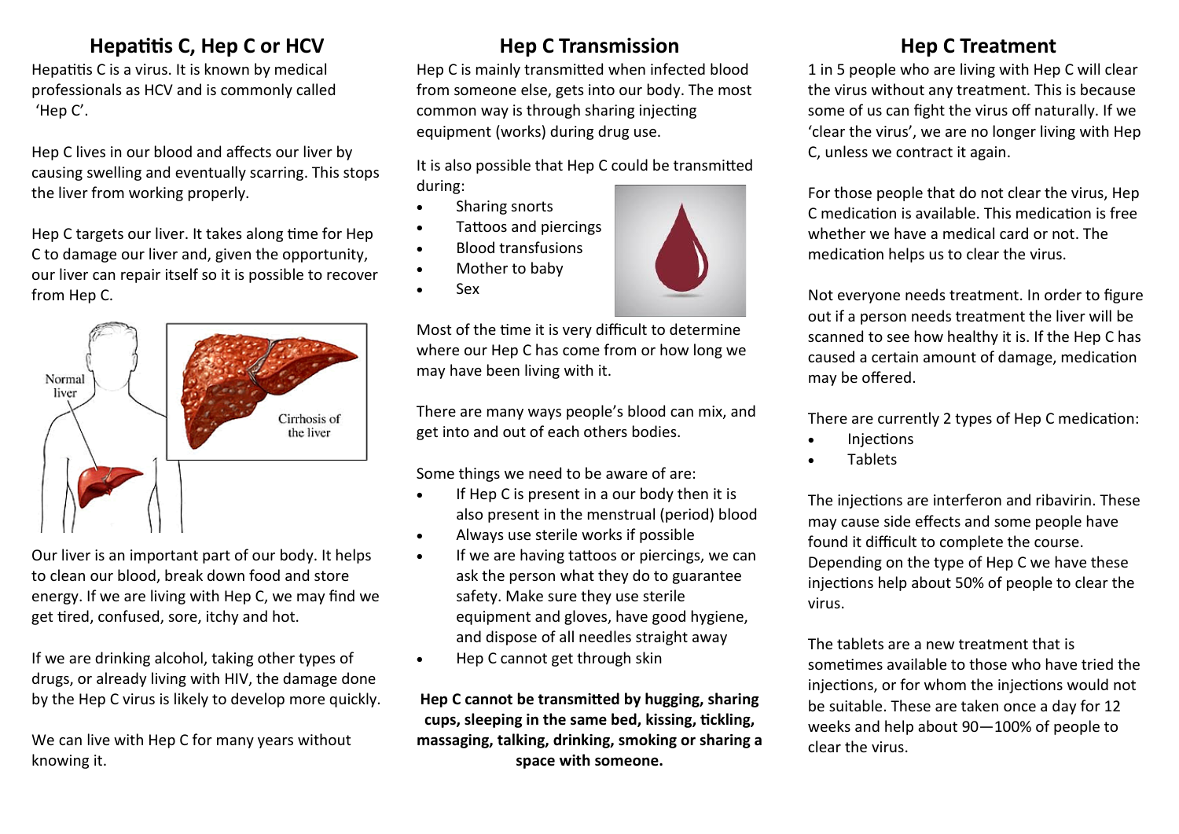## Hepatitis C, Hep C or HCV

Hepatitis C is a virus. It is known by medical professionals as HCV and is commonly called 'Hep C'.

Hep C lives in our blood and affects our liver by causing swelling and eventually scarring. This stops the liver from working properly.

Hep C targets our liver. It takes along time for Hep C to damage our liver and, given the opportunity, our liver can repair itself so it is possible to recover from Hep C.

Normal liver

Cirrhosis of the liver

Our liver is an important part of our body. It helps to clean our blood, break down food and store energy. If we are living with Hep C, we may find we get tired, confused, sore, itchy and hot.

If we are drinking alcohol, taking other types of drugs, or already living with HIV, the damage done by the Hep C virus is likely to develop more quickly.

We can live with Hep C for many years without knowing it.

## Hep C Transmission

Hep C is mainly transmitted when infected blood from someone else, gets into our body. The most common way is through sharing injecting equipment (works) during drug use.

It is also possible that Hep C could be transmitted during:

- Sharing snorts
- Tattoos and piercings
- Blood transfusions
- Mother to baby
- Sex

Most of the time it is very difficult to determine where our Hep C has come from or how long we may have been living with it.

There are many ways people's blood can mix, and get into and out of each others bodies.

Some things we need to be aware of are:

- If Hep C is present in a our body then it is also present in the menstrual (period) blood
- Always use sterile works if possible
- If we are having tattoos or piercings, we can ask the person what they do to guarantee safety. Make sure they use sterile equipment and gloves, have good hygiene, and dispose of all needles straight away
- Hep C cannot get through skin

**Hep C cannot be transmitted by hugging, sharing cups, sleeping in the same bed, kissing, tickling, massaging, talking, drinking, smoking or sharing a space with someone.**

## Hep C Treatment

1 in 5 people who are living with Hep C will clear the virus without any treatment. This is because some of us can fight the virus off naturally. If we 'clear the virus', we are no longer living with Hep C, unless we contract it again.

For those people that do not clear the virus, Hep C medication is available. This medication is free whether we have a medical card or not. The medication helps us to clear the virus.

Not everyone needs treatment. In order to figure out if a person needs treatment the liver will be scanned to see how healthy it is. If the Hep C has caused a certain amount of damage, medication may be offered.

There are currently 2 types of Hep C medication:

- Injections
- Tablets

The injections are interferon and ribavirin. These may cause side effects and some people have found it difficult to complete the course. Depending on the type of Hep C we have these injections help about 50% of people to clear the virus.

The tablets are a new treatment that is sometimes available to those who have tried the injections, or for whom the injections would not be suitable. These are taken once a day for 12 weeks and help about 90—100% of people to clear the virus.